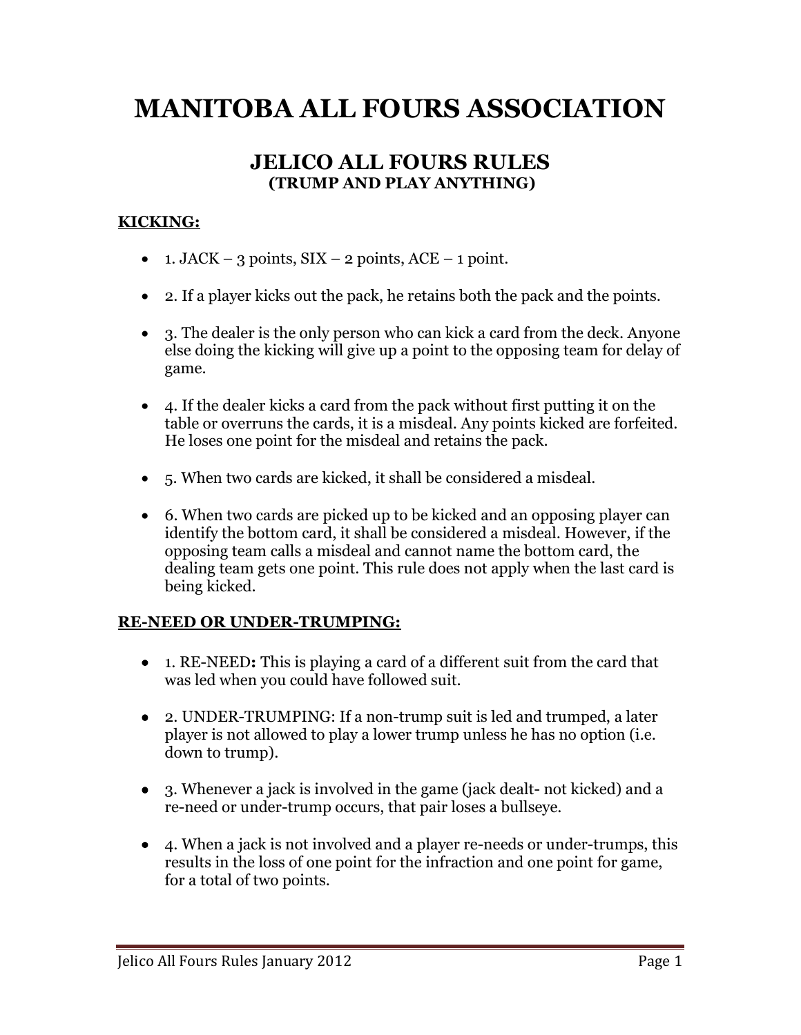# MANITOBA ALL FOURS ASSOCIATION

## JELICO ALL FOURS RULES
### (TRUMP AND PLAY ANYTHING)

**KICKING:**

- 1. JACK – 3 points, SIX – 2 points, ACE – 1 point.
- 2. If a player kicks out the pack, he retains both the pack and the points.
- 3. The dealer is the only person who can kick a card from the deck. Anyone else doing the kicking will give up a point to the opposing team for delay of game.
- 4. If the dealer kicks a card from the pack without first putting it on the table or overruns the cards, it is a misdeal. Any points kicked are forfeited. He loses one point for the misdeal and retains the pack.
- 5. When two cards are kicked, it shall be considered a misdeal.
- 6. When two cards are picked up to be kicked and an opposing player can identify the bottom card, it shall be considered a misdeal. However, if the opposing team calls a misdeal and cannot name the bottom card, the dealing team gets one point. This rule does not apply when the last card is being kicked.

**RE-NEED OR UNDER-TRUMPING:**

- 1. RE-NEED**:** This is playing a card of a different suit from the card that was led when you could have followed suit.
- 2. UNDER-TRUMPING: If a non-trump suit is led and trumped, a later player is not allowed to play a lower trump unless he has no option (i.e. down to trump).
- 3. Whenever a jack is involved in the game (jack dealt- not kicked) and a re-need or under-trump occurs, that pair loses a bullseye.
- 4. When a jack is not involved and a player re-needs or under-trumps, this results in the loss of one point for the infraction and one point for game, for a total of two points.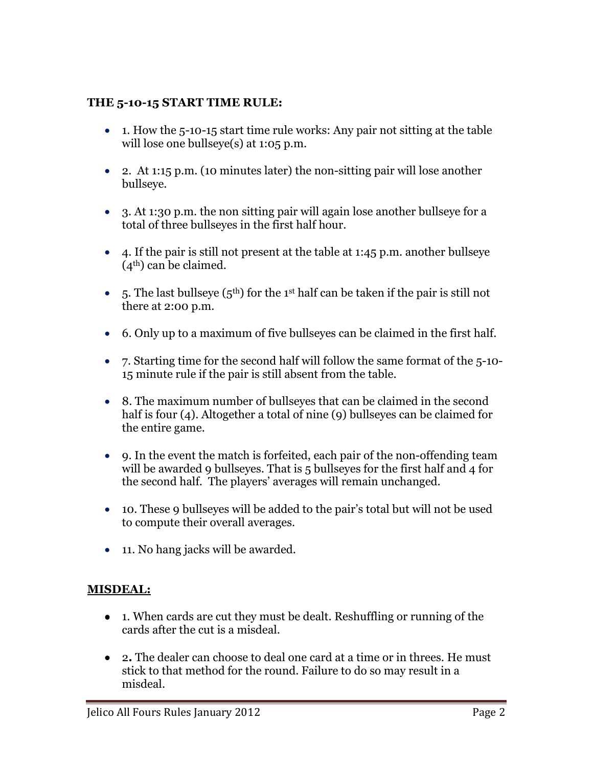**THE 5-10-15 START TIME RULE:**

- 1. How the 5-10-15 start time rule works: Any pair not sitting at the table will lose one bullseye(s) at 1:05 p.m.
- 2. At 1:15 p.m. (10 minutes later) the non-sitting pair will lose another bullseye.
- 3. At 1:30 p.m. the non sitting pair will again lose another bullseye for a total of three bullseyes in the first half hour.
- 4. If the pair is still not present at the table at 1:45 p.m. another bullseye ($4^{th}$) can be claimed.
- 5. The last bullseye ($5^{th}$) for the $1^{st}$ half can be taken if the pair is still not there at 2:00 p.m.
- 6. Only up to a maximum of five bullseyes can be claimed in the first half.
- 7. Starting time for the second half will follow the same format of the 5-10-15 minute rule if the pair is still absent from the table.
- 8. The maximum number of bullseyes that can be claimed in the second half is four (4). Altogether a total of nine (9) bullseyes can be claimed for the entire game.
- 9. In the event the match is forfeited, each pair of the non-offending team will be awarded 9 bullseyes. That is 5 bullseyes for the first half and 4 for the second half. The players' averages will remain unchanged.
- 10. These 9 bullseyes will be added to the pair's total but will not be used to compute their overall averages.
- 11. No hang jacks will be awarded.

**MISDEAL:**

- 1. When cards are cut they must be dealt. Reshuffling or running of the cards after the cut is a misdeal.
- 2. The dealer can choose to deal one card at a time or in threes. He must stick to that method for the round. Failure to do so may result in a misdeal.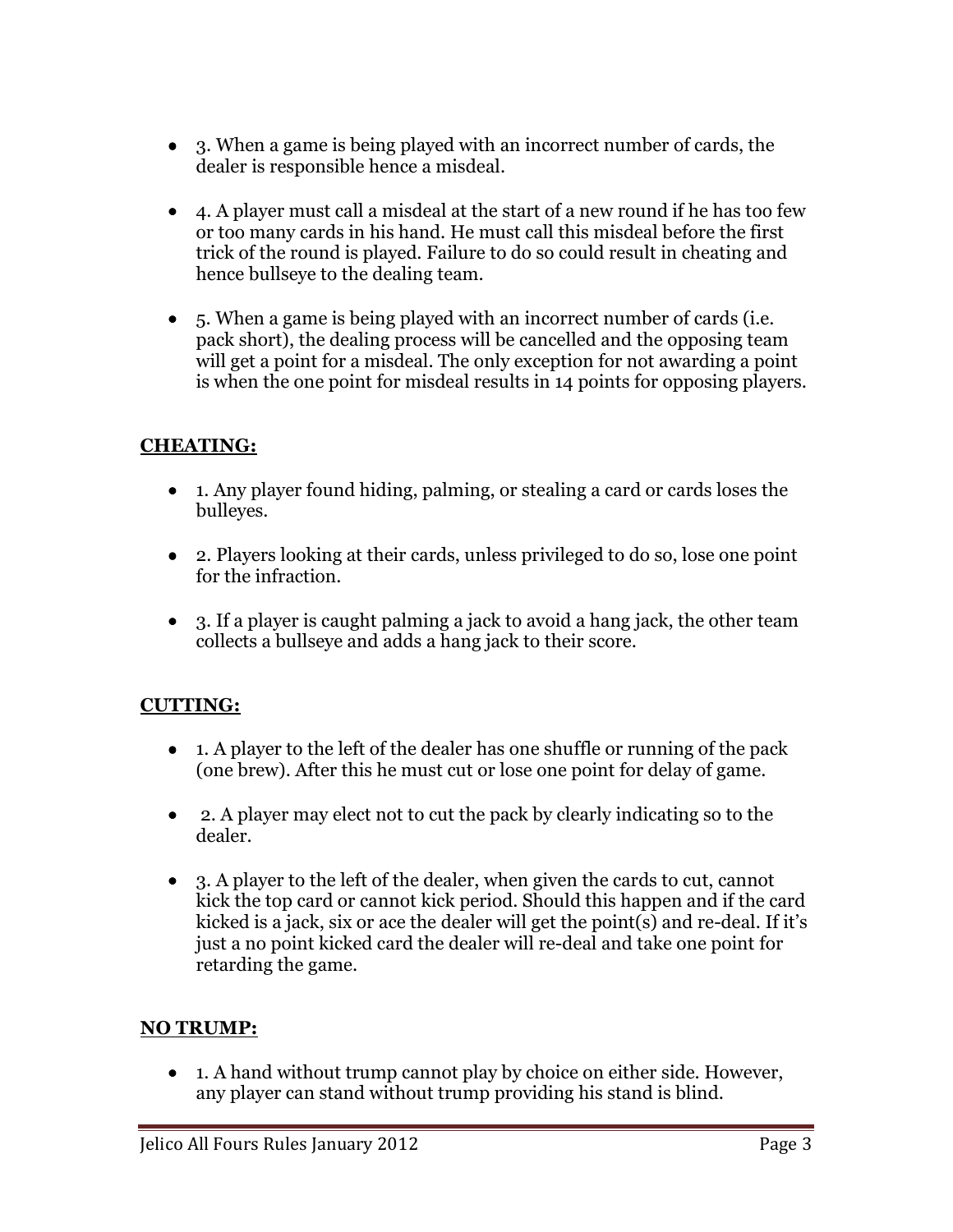- 3. When a game is being played with an incorrect number of cards, the dealer is responsible hence a misdeal.

- 4. A player must call a misdeal at the start of a new round if he has too few or too many cards in his hand. He must call this misdeal before the first trick of the round is played. Failure to do so could result in cheating and hence bullseye to the dealing team.

- 5. When a game is being played with an incorrect number of cards (i.e. pack short), the dealing process will be cancelled and the opposing team will get a point for a misdeal. The only exception for not awarding a point is when the one point for misdeal results in 14 points for opposing players.

## CHEATING:

- 1. Any player found hiding, palming, or stealing a card or cards loses the bulleyes.

- 2. Players looking at their cards, unless privileged to do so, lose one point for the infraction.

- 3. If a player is caught palming a jack to avoid a hang jack, the other team collects a bullseye and adds a hang jack to their score.

## CUTTING:

- 1. A player to the left of the dealer has one shuffle or running of the pack (one brew). After this he must cut or lose one point for delay of game.

- 2. A player may elect not to cut the pack by clearly indicating so to the dealer.

- 3. A player to the left of the dealer, when given the cards to cut, cannot kick the top card or cannot kick period. Should this happen and if the card kicked is a jack, six or ace the dealer will get the point(s) and re-deal. If it's just a no point kicked card the dealer will re-deal and take one point for retarding the game.

## NO TRUMP:

- 1. A hand without trump cannot play by choice on either side. However, any player can stand without trump providing his stand is blind.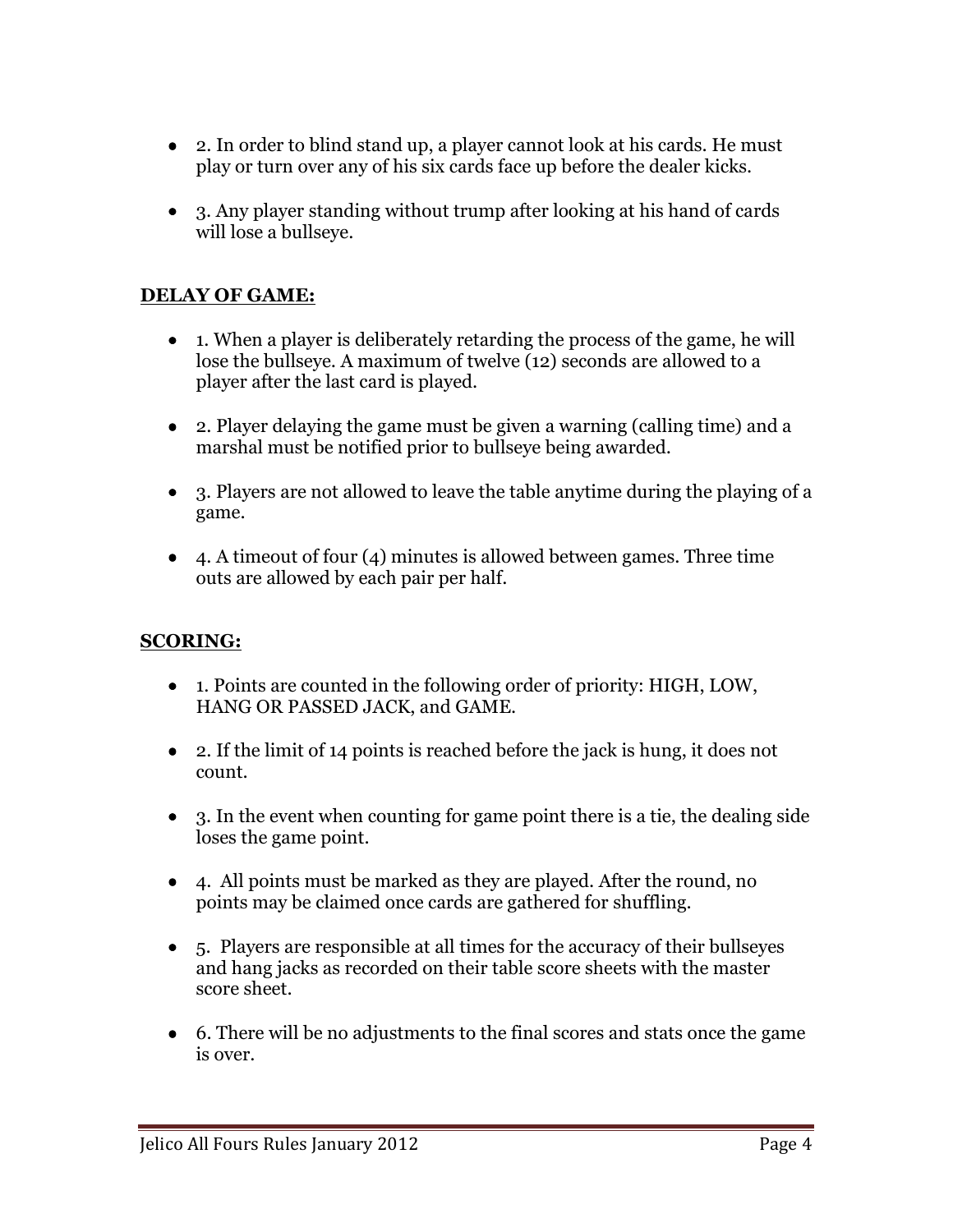- 2. In order to blind stand up, a player cannot look at his cards. He must play or turn over any of his six cards face up before the dealer kicks.

- 3. Any player standing without trump after looking at his hand of cards will lose a bullseye.

**DELAY OF GAME:**

- 1. When a player is deliberately retarding the process of the game, he will lose the bullseye. A maximum of twelve (12) seconds are allowed to a player after the last card is played.

- 2. Player delaying the game must be given a warning (calling time) and a marshal must be notified prior to bullseye being awarded.

- 3. Players are not allowed to leave the table anytime during the playing of a game.

- 4. A timeout of four (4) minutes is allowed between games. Three time outs are allowed by each pair per half.

**SCORING:**

- 1. Points are counted in the following order of priority: HIGH, LOW, HANG OR PASSED JACK, and GAME.

- 2. If the limit of 14 points is reached before the jack is hung, it does not count.

- 3. In the event when counting for game point there is a tie, the dealing side loses the game point.

- 4. All points must be marked as they are played. After the round, no points may be claimed once cards are gathered for shuffling.

- 5. Players are responsible at all times for the accuracy of their bullseyes and hang jacks as recorded on their table score sheets with the master score sheet.

- 6. There will be no adjustments to the final scores and stats once the game is over.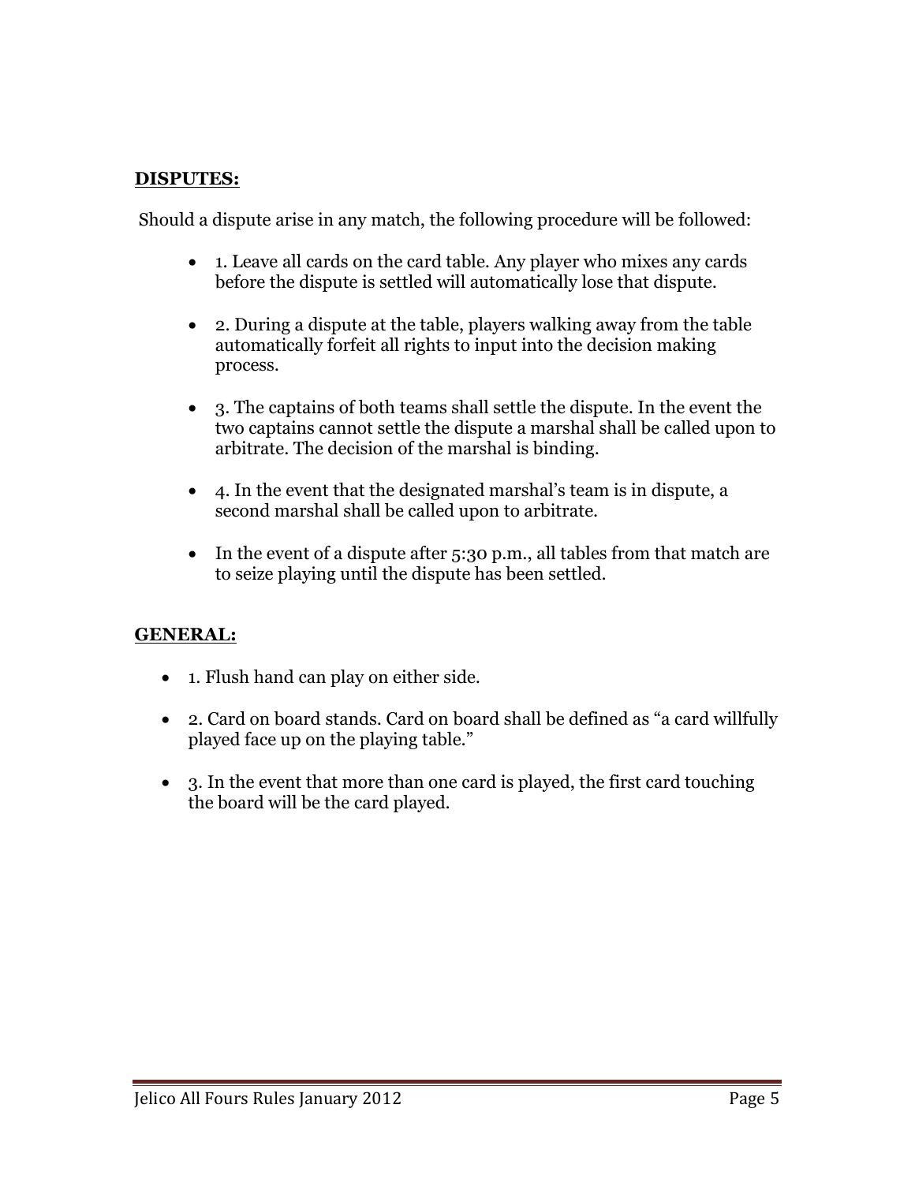**DISPUTES:**

Should a dispute arise in any match, the following procedure will be followed:

- 1. Leave all cards on the card table. Any player who mixes any cards before the dispute is settled will automatically lose that dispute.
- 2. During a dispute at the table, players walking away from the table automatically forfeit all rights to input into the decision making process.
- 3. The captains of both teams shall settle the dispute. In the event the two captains cannot settle the dispute a marshal shall be called upon to arbitrate. The decision of the marshal is binding.
- 4. In the event that the designated marshal's team is in dispute, a second marshal shall be called upon to arbitrate.
- In the event of a dispute after 5:30 p.m., all tables from that match are to seize playing until the dispute has been settled.

**GENERAL:**

- 1. Flush hand can play on either side.
- 2. Card on board stands. Card on board shall be defined as "a card willfully played face up on the playing table."
- 3. In the event that more than one card is played, the first card touching the board will be the card played.